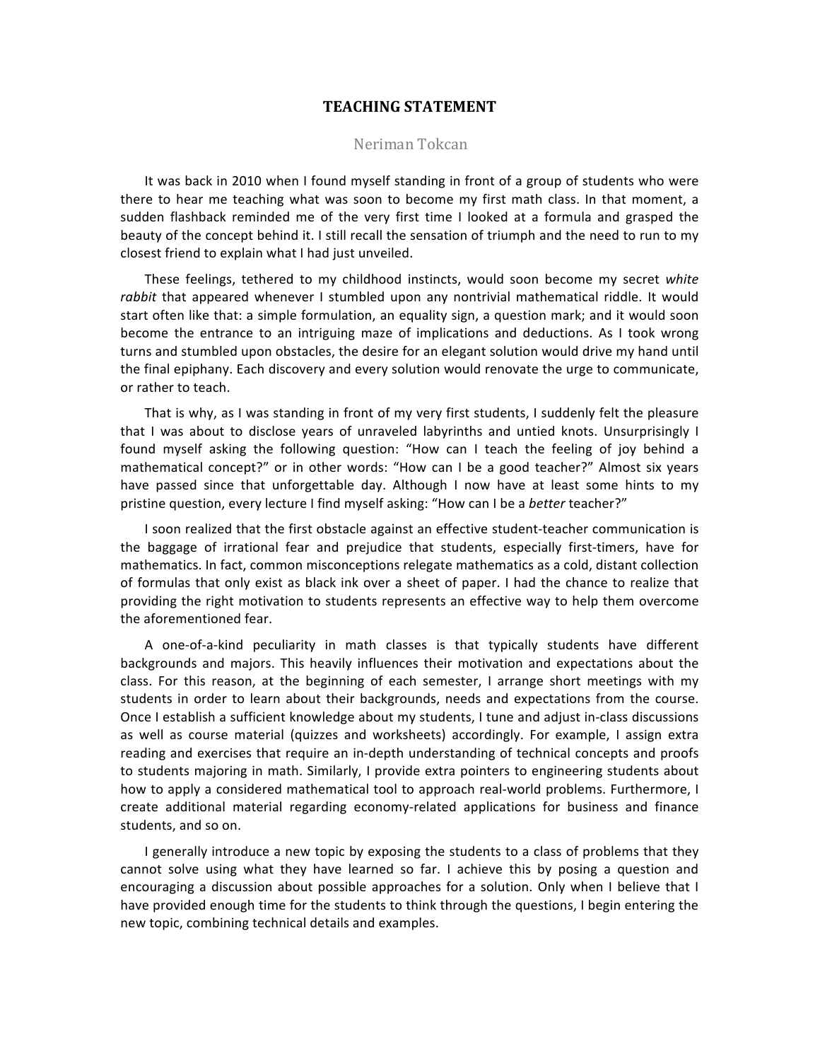# TEACHING STATEMENT

Neriman Tokcan

It was back in 2010 when I found myself standing in front of a group of students who were there to hear me teaching what was soon to become my first math class. In that moment, a sudden flashback reminded me of the very first time I looked at a formula and grasped the beauty of the concept behind it. I still recall the sensation of triumph and the need to run to my closest friend to explain what I had just unveiled.

These feelings, tethered to my childhood instincts, would soon become my secret *white rabbit* that appeared whenever I stumbled upon any nontrivial mathematical riddle. It would start often like that: a simple formulation, an equality sign, a question mark; and it would soon become the entrance to an intriguing maze of implications and deductions. As I took wrong turns and stumbled upon obstacles, the desire for an elegant solution would drive my hand until the final epiphany. Each discovery and every solution would renovate the urge to communicate, or rather to teach.

That is why, as I was standing in front of my very first students, I suddenly felt the pleasure that I was about to disclose years of unraveled labyrinths and untied knots. Unsurprisingly I found myself asking the following question: "How can I teach the feeling of joy behind a mathematical concept?" or in other words: "How can I be a good teacher?" Almost six years have passed since that unforgettable day. Although I now have at least some hints to my pristine question, every lecture I find myself asking: "How can I be a *better* teacher?"

I soon realized that the first obstacle against an effective student-teacher communication is the baggage of irrational fear and prejudice that students, especially first-timers, have for mathematics. In fact, common misconceptions relegate mathematics as a cold, distant collection of formulas that only exist as black ink over a sheet of paper. I had the chance to realize that providing the right motivation to students represents an effective way to help them overcome the aforementioned fear.

A one-of-a-kind peculiarity in math classes is that typically students have different backgrounds and majors. This heavily influences their motivation and expectations about the class. For this reason, at the beginning of each semester, I arrange short meetings with my students in order to learn about their backgrounds, needs and expectations from the course. Once I establish a sufficient knowledge about my students, I tune and adjust in-class discussions as well as course material (quizzes and worksheets) accordingly. For example, I assign extra reading and exercises that require an in-depth understanding of technical concepts and proofs to students majoring in math. Similarly, I provide extra pointers to engineering students about how to apply a considered mathematical tool to approach real-world problems. Furthermore, I create additional material regarding economy-related applications for business and finance students, and so on.

I generally introduce a new topic by exposing the students to a class of problems that they cannot solve using what they have learned so far. I achieve this by posing a question and encouraging a discussion about possible approaches for a solution. Only when I believe that I have provided enough time for the students to think through the questions, I begin entering the new topic, combining technical details and examples.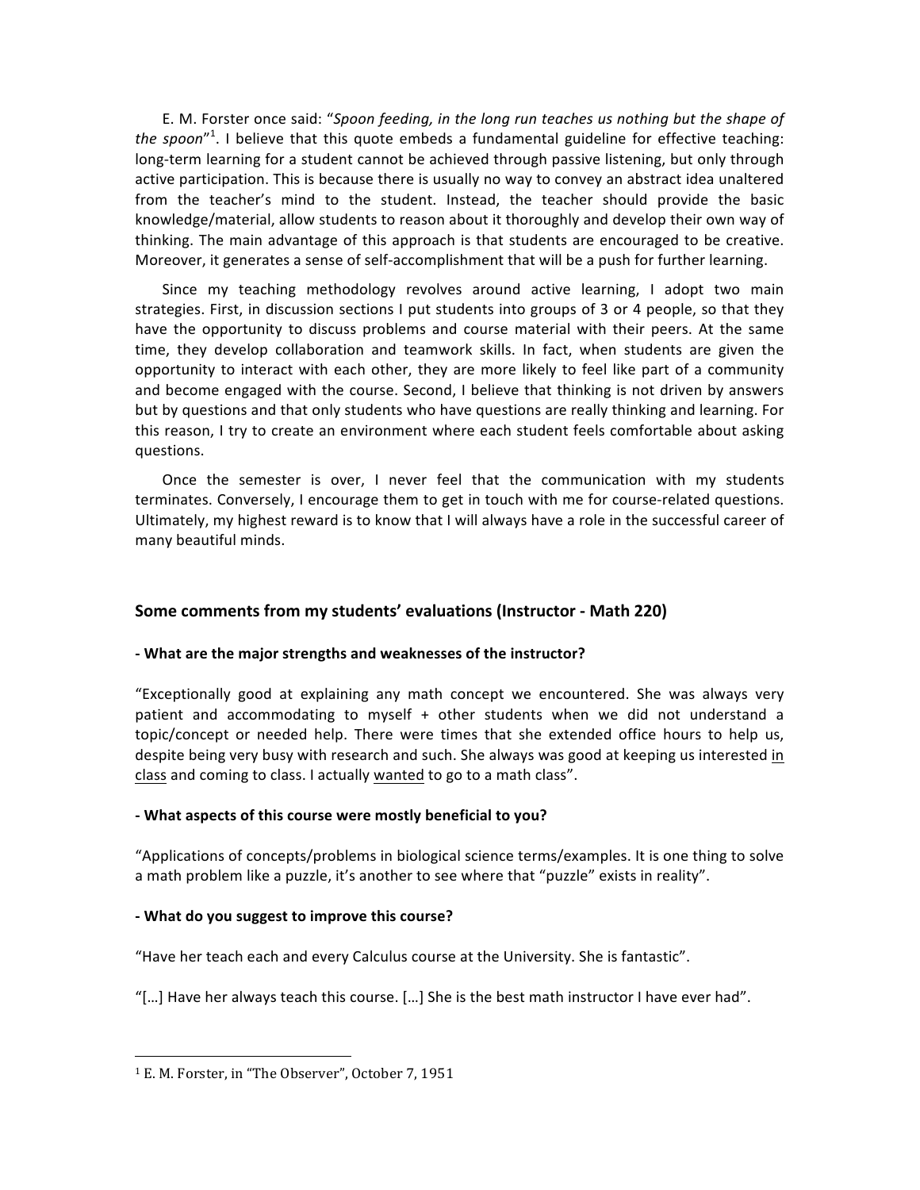E. M. Forster once said: "*Spoon feeding, in the long run teaches us nothing but the shape of the spoon*"[1]. I believe that this quote embeds a fundamental guideline for effective teaching: long-term learning for a student cannot be achieved through passive listening, but only through active participation. This is because there is usually no way to convey an abstract idea unaltered from the teacher's mind to the student. Instead, the teacher should provide the basic knowledge/material, allow students to reason about it thoroughly and develop their own way of thinking. The main advantage of this approach is that students are encouraged to be creative. Moreover, it generates a sense of self-accomplishment that will be a push for further learning.

Since my teaching methodology revolves around active learning, I adopt two main strategies. First, in discussion sections I put students into groups of 3 or 4 people, so that they have the opportunity to discuss problems and course material with their peers. At the same time, they develop collaboration and teamwork skills. In fact, when students are given the opportunity to interact with each other, they are more likely to feel like part of a community and become engaged with the course. Second, I believe that thinking is not driven by answers but by questions and that only students who have questions are really thinking and learning. For this reason, I try to create an environment where each student feels comfortable about asking questions.

Once the semester is over, I never feel that the communication with my students terminates. Conversely, I encourage them to get in touch with me for course-related questions. Ultimately, my highest reward is to know that I will always have a role in the successful career of many beautiful minds.

## Some comments from my students' evaluations (Instructor - Math 220)

**- What are the major strengths and weaknesses of the instructor?**

"Exceptionally good at explaining any math concept we encountered. She was always very patient and accommodating to myself + other students when we did not understand a topic/concept or needed help. There were times that she extended office hours to help us, despite being very busy with research and such. She always was good at keeping us interested in class and coming to class. I actually wanted to go to a math class".

**- What aspects of this course were mostly beneficial to you?**

"Applications of concepts/problems in biological science terms/examples. It is one thing to solve a math problem like a puzzle, it's another to see where that "puzzle" exists in reality".

**- What do you suggest to improve this course?**

"Have her teach each and every Calculus course at the University. She is fantastic".

"[…] Have her always teach this course. […] She is the best math instructor I have ever had".

---

[1] E. M. Forster, in "The Observer", October 7, 1951